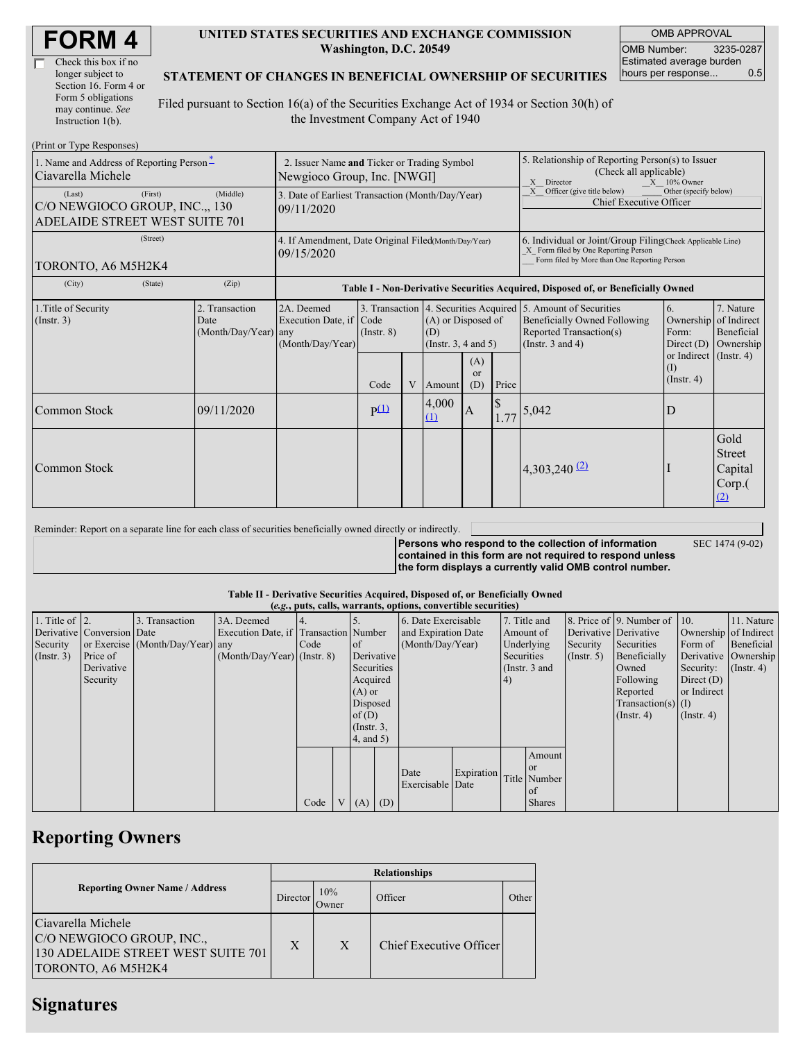# FORM 4

☐ Check this box if no longer subject to Section 16. Form 4 or Form 5 obligations may continue. *See* Instruction 1(b).

**UNITED STATES SECURITIES AND EXCHANGE COMMISSION**
**Washington, D.C. 20549**

**STATEMENT OF CHANGES IN BENEFICIAL OWNERSHIP OF SECURITIES**

Filed pursuant to Section 16(a) of the Securities Exchange Act of 1934 or Section 30(h) of the Investment Company Act of 1940

| OMB APPROVAL | |
|---|---|
| OMB Number: | 3235-0287 |
| Estimated average burden hours per response... | 0.5 |

(Print or Type Responses)

| 1. Name and Address of Reporting Person* | 2. Issuer Name **and** Ticker or Trading Symbol | 5. Relationship of Reporting Person(s) to Issuer (Check all applicable) |
|---|---|---|
| Ciavarella Michele | Newgioco Group, Inc. [NWGI] | _X_ Director _X_ 10% Owner |
| (Last) (First) (Middle) C/O NEWGIOCO GROUP, INC.,, 130 ADELAIDE STREET WEST SUITE 701 | 3. Date of Earliest Transaction (Month/Day/Year) 09/11/2020 | _X_ Officer (give title below) ___ Other (specify below) Chief Executive Officer |
| (Street) TORONTO, A6 M5H2K4 | 4. If Amendment, Date Original Filed(Month/Day/Year) 09/15/2020 | 6. Individual or Joint/Group Filing(Check Applicable Line) _X_ Form filed by One Reporting Person ___ Form filed by More than One Reporting Person |
| (City) (State) (Zip) | | |

**Table I - Non-Derivative Securities Acquired, Disposed of, or Beneficially Owned**

| 1.Title of Security (Instr. 3) | 2. Transaction Date (Month/Day/Year) | 2A. Deemed Execution Date, if any (Month/Day/Year) | 3. Transaction Code (Instr. 8) | | 4. Securities Acquired (A) or Disposed of (D) (Instr. 3, 4 and 5) | | | 5. Amount of Securities Beneficially Owned Following Reported Transaction(s) (Instr. 3 and 4) | 6. Ownership Form: Direct (D) or Indirect (I) (Instr. 4) | 7. Nature of Indirect Beneficial Ownership (Instr. 4) |
|---|---|---|---|---|---|---|---|---|---|---|
| | | | Code | V | Amount | (A) or (D) | Price | | | |
| Common Stock | 09/11/2020 | | P (1) | | 4,000 (1) | A | $ 1.77 | 5,042 | D | |
| Common Stock | | | | | | | | 4,303,240 (2) | I | Gold Street Capital Corp.( (2) |

Reminder: Report on a separate line for each class of securities beneficially owned directly or indirectly.

**Persons who respond to the collection of information contained in this form are not required to respond unless the form displays a currently valid OMB control number.** SEC 1474 (9-02)

**Table II - Derivative Securities Acquired, Disposed of, or Beneficially Owned**
***(e.g., puts, calls, warrants, options, convertible securities)***

| 1. Title of Derivative Security (Instr. 3) | 2. Conversion or Exercise Price of Derivative Security | 3. Transaction Date (Month/Day/Year) | 3A. Deemed Execution Date, if any (Month/Day/Year) | 4. Transaction Code (Instr. 8) | | 5. Number of Derivative Securities Acquired (A) or Disposed of (D) (Instr. 3, 4, and 5) | | 6. Date Exercisable and Expiration Date (Month/Day/Year) | | 7. Title and Amount of Underlying Securities (Instr. 3 and 4) | | 8. Price of Derivative Security (Instr. 5) | 9. Number of Derivative Securities Beneficially Owned Following Reported Transaction(s) (Instr. 4) | 10. Ownership Form of Derivative Security: Direct (D) or Indirect (I) (Instr. 4) | 11. Nature of Indirect Beneficial Ownership (Instr. 4) |
|---|---|---|---|---|---|---|---|---|---|---|---|---|---|---|---|
| | | | | Code | V | (A) | (D) | Date Exercisable | Expiration Date | Title | Amount or Number of Shares | | | | |

## Reporting Owners

| Reporting Owner Name / Address | Relationships | | | |
|---|---|---|---|---|
| | Director | 10% Owner | Officer | Other |
| Ciavarella Michele C/O NEWGIOCO GROUP, INC., 130 ADELAIDE STREET WEST SUITE 701 TORONTO, A6 M5H2K4 | X | X | Chief Executive Officer | |

## Signatures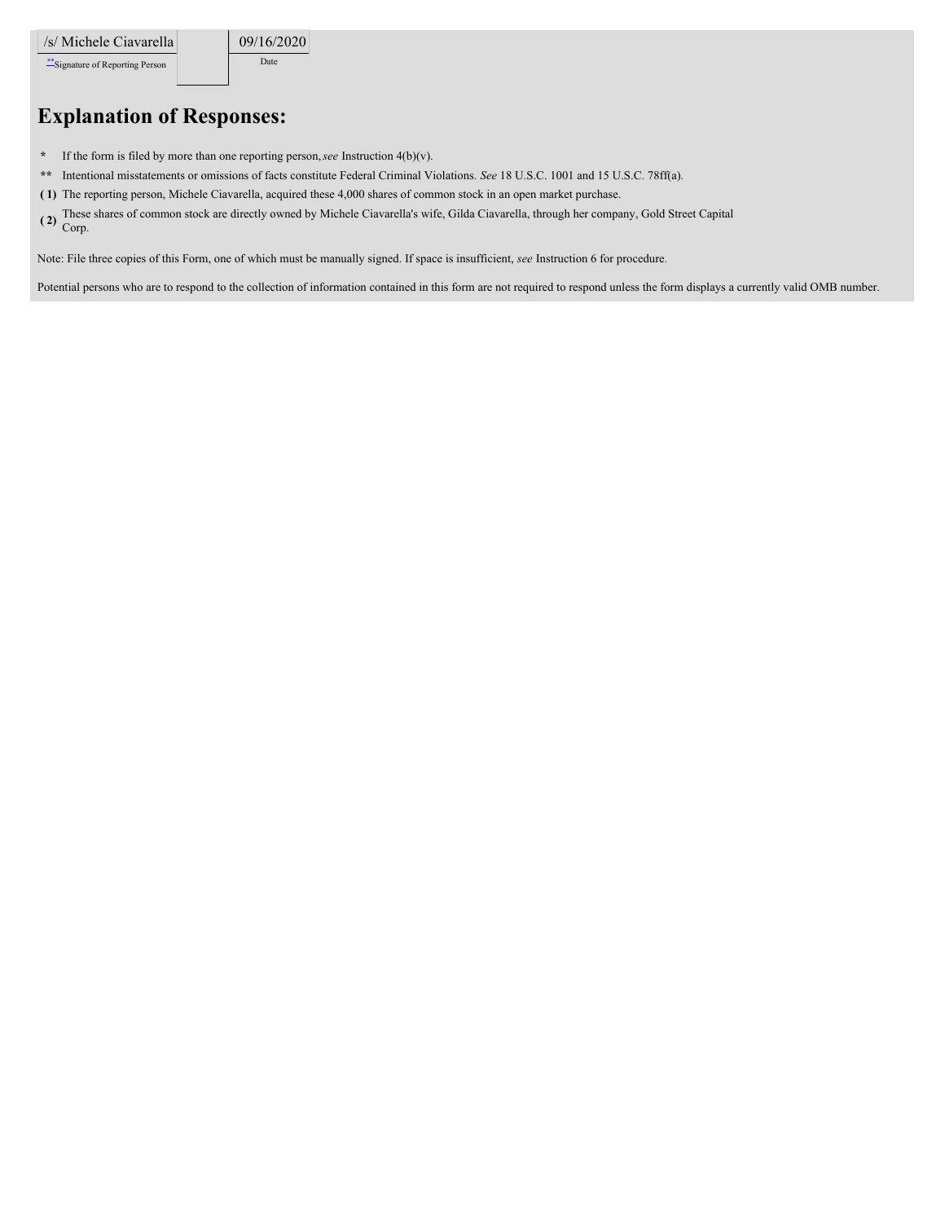| /s/ Michele Ciavarella | | 09/16/2020 |
| --- | --- | --- |
| **Signature of Reporting Person | | Date |

# Explanation of Responses:

\* If the form is filed by more than one reporting person, *see* Instruction 4(b)(v).

** Intentional misstatements or omissions of facts constitute Federal Criminal Violations. *See* 18 U.S.C. 1001 and 15 U.S.C. 78ff(a).

**( 1)** The reporting person, Michele Ciavarella, acquired these 4,000 shares of common stock in an open market purchase.

**( 2)** These shares of common stock are directly owned by Michele Ciavarella's wife, Gilda Ciavarella, through her company, Gold Street Capital Corp.

Note: File three copies of this Form, one of which must be manually signed. If space is insufficient, *see* Instruction 6 for procedure.

Potential persons who are to respond to the collection of information contained in this form are not required to respond unless the form displays a currently valid OMB number.